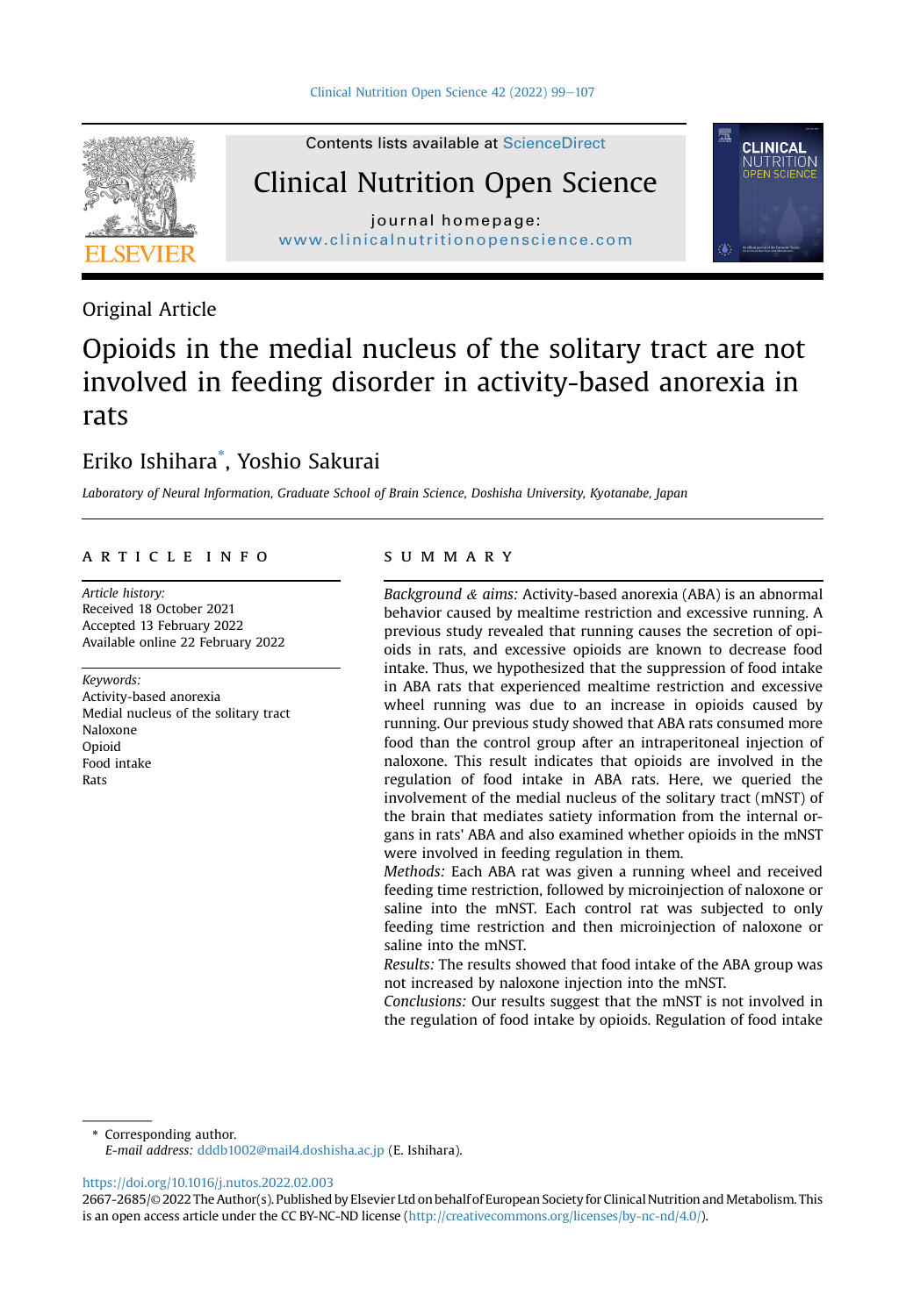Original Article

# Opioids in the medial nucleus of the solitary tract are not involved in feeding disorder in activity-based anorexia in rats

Eriko Ishihara*, Yoshio Sakurai

*Laboratory of Neural Information, Graduate School of Brain Science, Doshisha University, Kyotanabe, Japan*

## ARTICLE INFO

*Article history:*
Received 18 October 2021
Accepted 13 February 2022
Available online 22 February 2022

*Keywords:*
Activity-based anorexia
Medial nucleus of the solitary tract
Naloxone
Opioid
Food intake
Rats

## SUMMARY

*Background & aims:* Activity-based anorexia (ABA) is an abnormal behavior caused by mealtime restriction and excessive running. A previous study revealed that running causes the secretion of opioids in rats, and excessive opioids are known to decrease food intake. Thus, we hypothesized that the suppression of food intake in ABA rats that experienced mealtime restriction and excessive wheel running was due to an increase in opioids caused by running. Our previous study showed that ABA rats consumed more food than the control group after an intraperitoneal injection of naloxone. This result indicates that opioids are involved in the regulation of food intake in ABA rats. Here, we queried the involvement of the medial nucleus of the solitary tract (mNST) of the brain that mediates satiety information from the internal organs in rats' ABA and also examined whether opioids in the mNST were involved in feeding regulation in them.

*Methods:* Each ABA rat was given a running wheel and received feeding time restriction, followed by microinjection of naloxone or saline into the mNST. Each control rat was subjected to only feeding time restriction and then microinjection of naloxone or saline into the mNST.

*Results:* The results showed that food intake of the ABA group was not increased by naloxone injection into the mNST.

*Conclusions:* Our results suggest that the mNST is not involved in the regulation of food intake by opioids. Regulation of food intake

---

* Corresponding author.
*E-mail address:* dddb1002@mail4.doshisha.ac.jp (E. Ishihara).

https://doi.org/10.1016/j.nutos.2022.02.003
2667-2685/© 2022 The Author(s). Published by Elsevier Ltd on behalf of European Society for Clinical Nutrition and Metabolism. This is an open access article under the CC BY-NC-ND license (http://creativecommons.org/licenses/by-nc-nd/4.0/).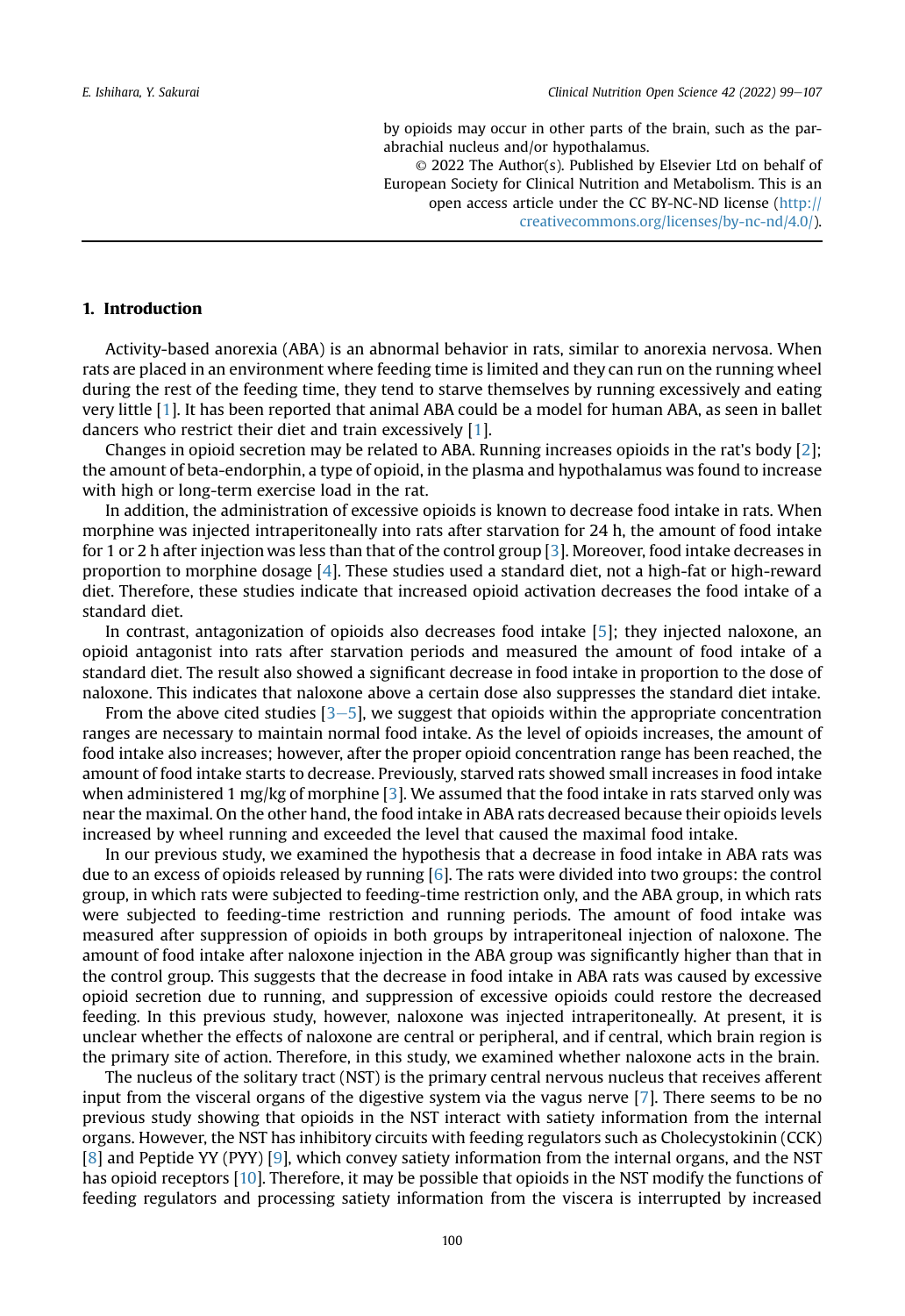by opioids may occur in other parts of the brain, such as the parabrachial nucleus and/or hypothalamus.

© 2022 The Author(s). Published by Elsevier Ltd on behalf of European Society for Clinical Nutrition and Metabolism. This is an open access article under the CC BY-NC-ND license (http://creativecommons.org/licenses/by-nc-nd/4.0/).

## 1. Introduction

Activity-based anorexia (ABA) is an abnormal behavior in rats, similar to anorexia nervosa. When rats are placed in an environment where feeding time is limited and they can run on the running wheel during the rest of the feeding time, they tend to starve themselves by running excessively and eating very little [1]. It has been reported that animal ABA could be a model for human ABA, as seen in ballet dancers who restrict their diet and train excessively [1].

Changes in opioid secretion may be related to ABA. Running increases opioids in the rat's body [2]; the amount of beta-endorphin, a type of opioid, in the plasma and hypothalamus was found to increase with high or long-term exercise load in the rat.

In addition, the administration of excessive opioids is known to decrease food intake in rats. When morphine was injected intraperitoneally into rats after starvation for 24 h, the amount of food intake for 1 or 2 h after injection was less than that of the control group [3]. Moreover, food intake decreases in proportion to morphine dosage [4]. These studies used a standard diet, not a high-fat or high-reward diet. Therefore, these studies indicate that increased opioid activation decreases the food intake of a standard diet.

In contrast, antagonization of opioids also decreases food intake [5]; they injected naloxone, an opioid antagonist into rats after starvation periods and measured the amount of food intake of a standard diet. The result also showed a significant decrease in food intake in proportion to the dose of naloxone. This indicates that naloxone above a certain dose also suppresses the standard diet intake.

From the above cited studies [3–5], we suggest that opioids within the appropriate concentration ranges are necessary to maintain normal food intake. As the level of opioids increases, the amount of food intake also increases; however, after the proper opioid concentration range has been reached, the amount of food intake starts to decrease. Previously, starved rats showed small increases in food intake when administered 1 mg/kg of morphine [3]. We assumed that the food intake in rats starved only was near the maximal. On the other hand, the food intake in ABA rats decreased because their opioids levels increased by wheel running and exceeded the level that caused the maximal food intake.

In our previous study, we examined the hypothesis that a decrease in food intake in ABA rats was due to an excess of opioids released by running [6]. The rats were divided into two groups: the control group, in which rats were subjected to feeding-time restriction only, and the ABA group, in which rats were subjected to feeding-time restriction and running periods. The amount of food intake was measured after suppression of opioids in both groups by intraperitoneal injection of naloxone. The amount of food intake after naloxone injection in the ABA group was significantly higher than that in the control group. This suggests that the decrease in food intake in ABA rats was caused by excessive opioid secretion due to running, and suppression of excessive opioids could restore the decreased feeding. In this previous study, however, naloxone was injected intraperitoneally. At present, it is unclear whether the effects of naloxone are central or peripheral, and if central, which brain region is the primary site of action. Therefore, in this study, we examined whether naloxone acts in the brain.

The nucleus of the solitary tract (NST) is the primary central nervous nucleus that receives afferent input from the visceral organs of the digestive system via the vagus nerve [7]. There seems to be no previous study showing that opioids in the NST interact with satiety information from the internal organs. However, the NST has inhibitory circuits with feeding regulators such as Cholecystokinin (CCK) [8] and Peptide YY (PYY) [9], which convey satiety information from the internal organs, and the NST has opioid receptors [10]. Therefore, it may be possible that opioids in the NST modify the functions of feeding regulators and processing satiety information from the viscera is interrupted by increased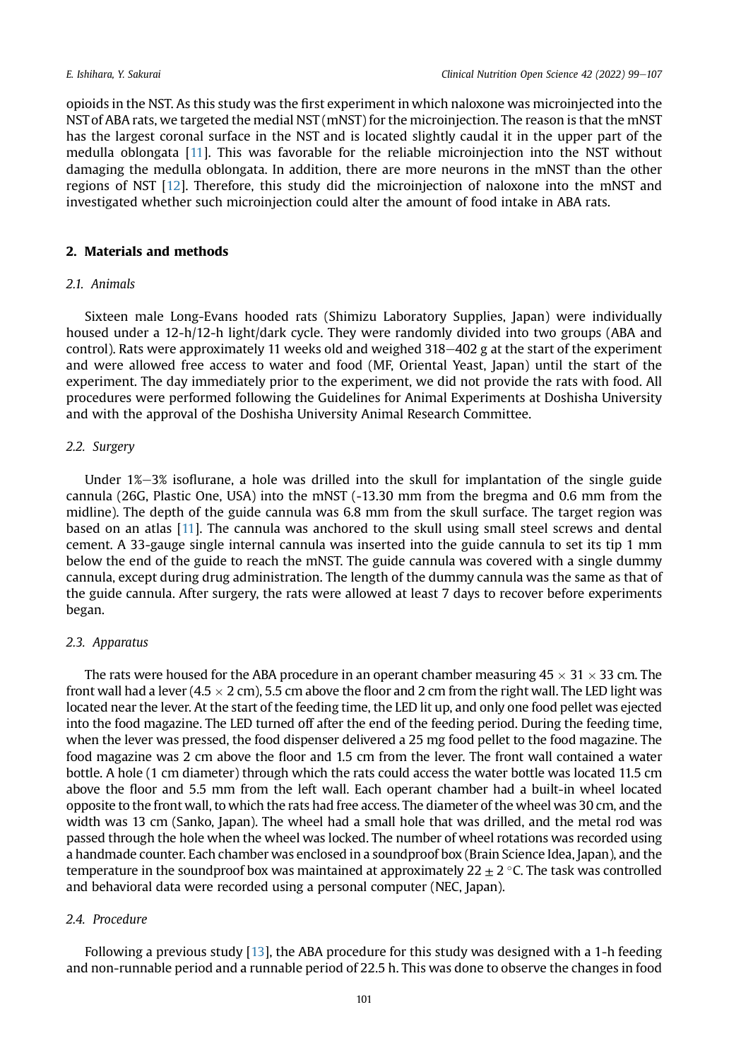opioids in the NST. As this study was the first experiment in which naloxone was microinjected into the NST of ABA rats, we targeted the medial NST (mNST) for the microinjection. The reason is that the mNST has the largest coronal surface in the NST and is located slightly caudal it in the upper part of the medulla oblongata [11]. This was favorable for the reliable microinjection into the NST without damaging the medulla oblongata. In addition, there are more neurons in the mNST than the other regions of NST [12]. Therefore, this study did the microinjection of naloxone into the mNST and investigated whether such microinjection could alter the amount of food intake in ABA rats.

## 2. Materials and methods

### 2.1. Animals

Sixteen male Long-Evans hooded rats (Shimizu Laboratory Supplies, Japan) were individually housed under a 12-h/12-h light/dark cycle. They were randomly divided into two groups (ABA and control). Rats were approximately 11 weeks old and weighed 318–402 g at the start of the experiment and were allowed free access to water and food (MF, Oriental Yeast, Japan) until the start of the experiment. The day immediately prior to the experiment, we did not provide the rats with food. All procedures were performed following the Guidelines for Animal Experiments at Doshisha University and with the approval of the Doshisha University Animal Research Committee.

### 2.2. Surgery

Under 1%–3% isoflurane, a hole was drilled into the skull for implantation of the single guide cannula (26G, Plastic One, USA) into the mNST (-13.30 mm from the bregma and 0.6 mm from the midline). The depth of the guide cannula was 6.8 mm from the skull surface. The target region was based on an atlas [11]. The cannula was anchored to the skull using small steel screws and dental cement. A 33-gauge single internal cannula was inserted into the guide cannula to set its tip 1 mm below the end of the guide to reach the mNST. The guide cannula was covered with a single dummy cannula, except during drug administration. The length of the dummy cannula was the same as that of the guide cannula. After surgery, the rats were allowed at least 7 days to recover before experiments began.

### 2.3. Apparatus

The rats were housed for the ABA procedure in an operant chamber measuring 45 × 31 × 33 cm. The front wall had a lever (4.5 × 2 cm), 5.5 cm above the floor and 2 cm from the right wall. The LED light was located near the lever. At the start of the feeding time, the LED lit up, and only one food pellet was ejected into the food magazine. The LED turned off after the end of the feeding period. During the feeding time, when the lever was pressed, the food dispenser delivered a 25 mg food pellet to the food magazine. The food magazine was 2 cm above the floor and 1.5 cm from the lever. The front wall contained a water bottle. A hole (1 cm diameter) through which the rats could access the water bottle was located 11.5 cm above the floor and 5.5 mm from the left wall. Each operant chamber had a built-in wheel located opposite to the front wall, to which the rats had free access. The diameter of the wheel was 30 cm, and the width was 13 cm (Sanko, Japan). The wheel had a small hole that was drilled, and the metal rod was passed through the hole when the wheel was locked. The number of wheel rotations was recorded using a handmade counter. Each chamber was enclosed in a soundproof box (Brain Science Idea, Japan), and the temperature in the soundproof box was maintained at approximately 22 ± 2 °C. The task was controlled and behavioral data were recorded using a personal computer (NEC, Japan).

### 2.4. Procedure

Following a previous study [13], the ABA procedure for this study was designed with a 1-h feeding and non-runnable period and a runnable period of 22.5 h. This was done to observe the changes in food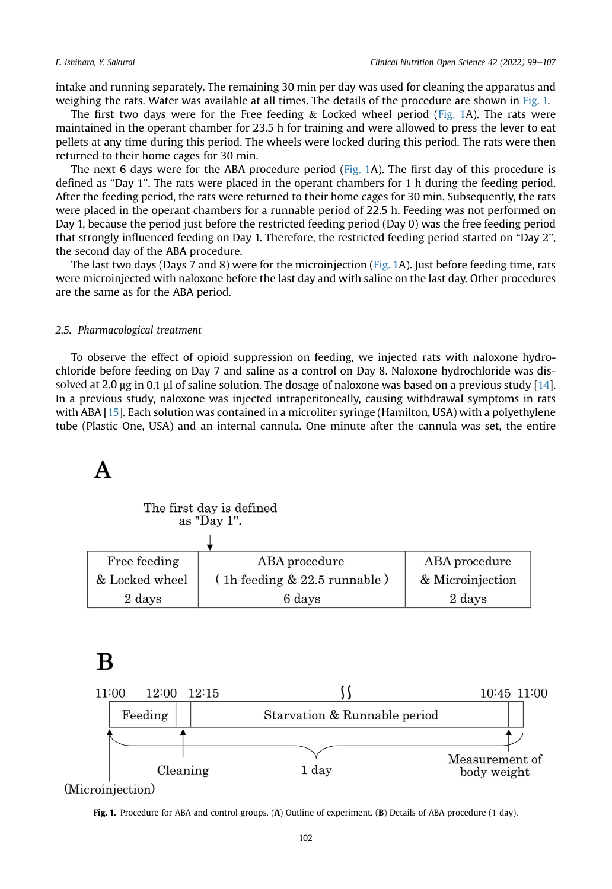intake and running separately. The remaining 30 min per day was used for cleaning the apparatus and weighing the rats. Water was available at all times. The details of the procedure are shown in Fig. 1.

The first two days were for the Free feeding & Locked wheel period (Fig. 1A). The rats were maintained in the operant chamber for 23.5 h for training and were allowed to press the lever to eat pellets at any time during this period. The wheels were locked during this period. The rats were then returned to their home cages for 30 min.

The next 6 days were for the ABA procedure period (Fig. 1A). The first day of this procedure is defined as "Day 1". The rats were placed in the operant chambers for 1 h during the feeding period. After the feeding period, the rats were returned to their home cages for 30 min. Subsequently, the rats were placed in the operant chambers for a runnable period of 22.5 h. Feeding was not performed on Day 1, because the period just before the restricted feeding period (Day 0) was the free feeding period that strongly influenced feeding on Day 1. Therefore, the restricted feeding period started on "Day 2", the second day of the ABA procedure.

The last two days (Days 7 and 8) were for the microinjection (Fig. 1A). Just before feeding time, rats were microinjected with naloxone before the last day and with saline on the last day. Other procedures are the same as for the ABA period.

### 2.5. Pharmacological treatment

To observe the effect of opioid suppression on feeding, we injected rats with naloxone hydrochloride before feeding on Day 7 and saline as a control on Day 8. Naloxone hydrochloride was dissolved at 2.0 μg in 0.1 μl of saline solution. The dosage of naloxone was based on a previous study [14]. In a previous study, naloxone was injected intraperitoneally, causing withdrawal symptoms in rats with ABA [15]. Each solution was contained in a microliter syringe (Hamilton, USA) with a polyethylene tube (Plastic One, USA) and an internal cannula. One minute after the cannula was set, the entire

**A**

The first day is defined as "Day 1".

| Free feeding & Locked wheel 2 days | ABA procedure ( 1h feeding & 22.5 runnable ) 6 days | ABA procedure & Microinjection 2 days |
|---|---|---|

**B**

11:00 – 12:00 Feeding; 12:00 – 12:15 Cleaning; 12:15 – 10:45 Starvation & Runnable period; 10:45 – 11:00 Measurement of body weight; 11:00 – 11:00: 1 day; (Microinjection) at 11:00

**Fig. 1.** Procedure for ABA and control groups. (**A**) Outline of experiment. (**B**) Details of ABA procedure (1 day).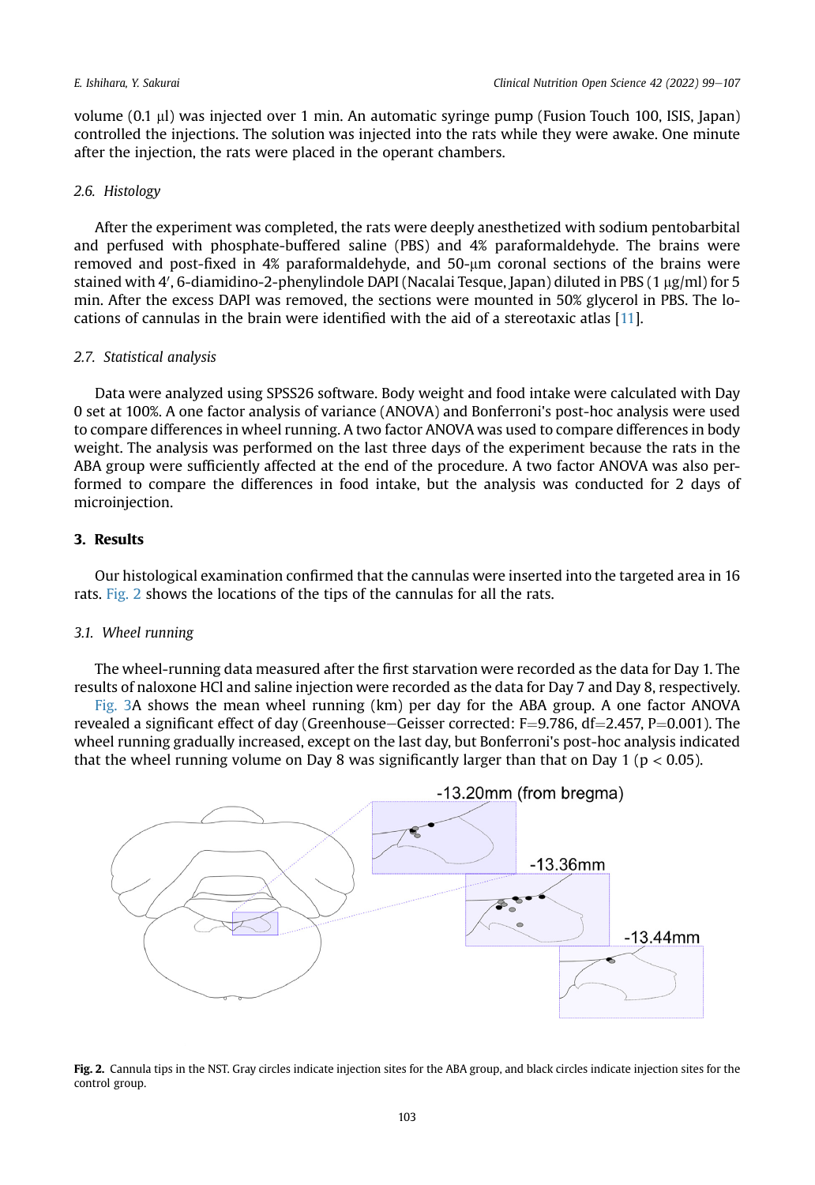volume (0.1 μl) was injected over 1 min. An automatic syringe pump (Fusion Touch 100, ISIS, Japan) controlled the injections. The solution was injected into the rats while they were awake. One minute after the injection, the rats were placed in the operant chambers.

### 2.6. Histology

After the experiment was completed, the rats were deeply anesthetized with sodium pentobarbital and perfused with phosphate-buffered saline (PBS) and 4% paraformaldehyde. The brains were removed and post-fixed in 4% paraformaldehyde, and 50-μm coronal sections of the brains were stained with 4′, 6-diamidino-2-phenylindole DAPI (Nacalai Tesque, Japan) diluted in PBS (1 μg/ml) for 5 min. After the excess DAPI was removed, the sections were mounted in 50% glycerol in PBS. The locations of cannulas in the brain were identified with the aid of a stereotaxic atlas [11].

### 2.7. Statistical analysis

Data were analyzed using SPSS26 software. Body weight and food intake were calculated with Day 0 set at 100%. A one factor analysis of variance (ANOVA) and Bonferroni's post-hoc analysis were used to compare differences in wheel running. A two factor ANOVA was used to compare differences in body weight. The analysis was performed on the last three days of the experiment because the rats in the ABA group were sufficiently affected at the end of the procedure. A two factor ANOVA was also performed to compare the differences in food intake, but the analysis was conducted for 2 days of microinjection.

## 3. Results

Our histological examination confirmed that the cannulas were inserted into the targeted area in 16 rats. Fig. 2 shows the locations of the tips of the cannulas for all the rats.

### 3.1. Wheel running

The wheel-running data measured after the first starvation were recorded as the data for Day 1. The results of naloxone HCl and saline injection were recorded as the data for Day 7 and Day 8, respectively.

Fig. 3A shows the mean wheel running (km) per day for the ABA group. A one factor ANOVA revealed a significant effect of day (Greenhouse−Geisser corrected: $F=9.786$, $df=2.457$, $P=0.001$). The wheel running gradually increased, except on the last day, but Bonferroni's post-hoc analysis indicated that the wheel running volume on Day 8 was significantly larger than that on Day 1 ($p < 0.05$).

-13.20mm (from bregma)

-13.36mm

-13.44mm

**Fig. 2.** Cannula tips in the NST. Gray circles indicate injection sites for the ABA group, and black circles indicate injection sites for the control group.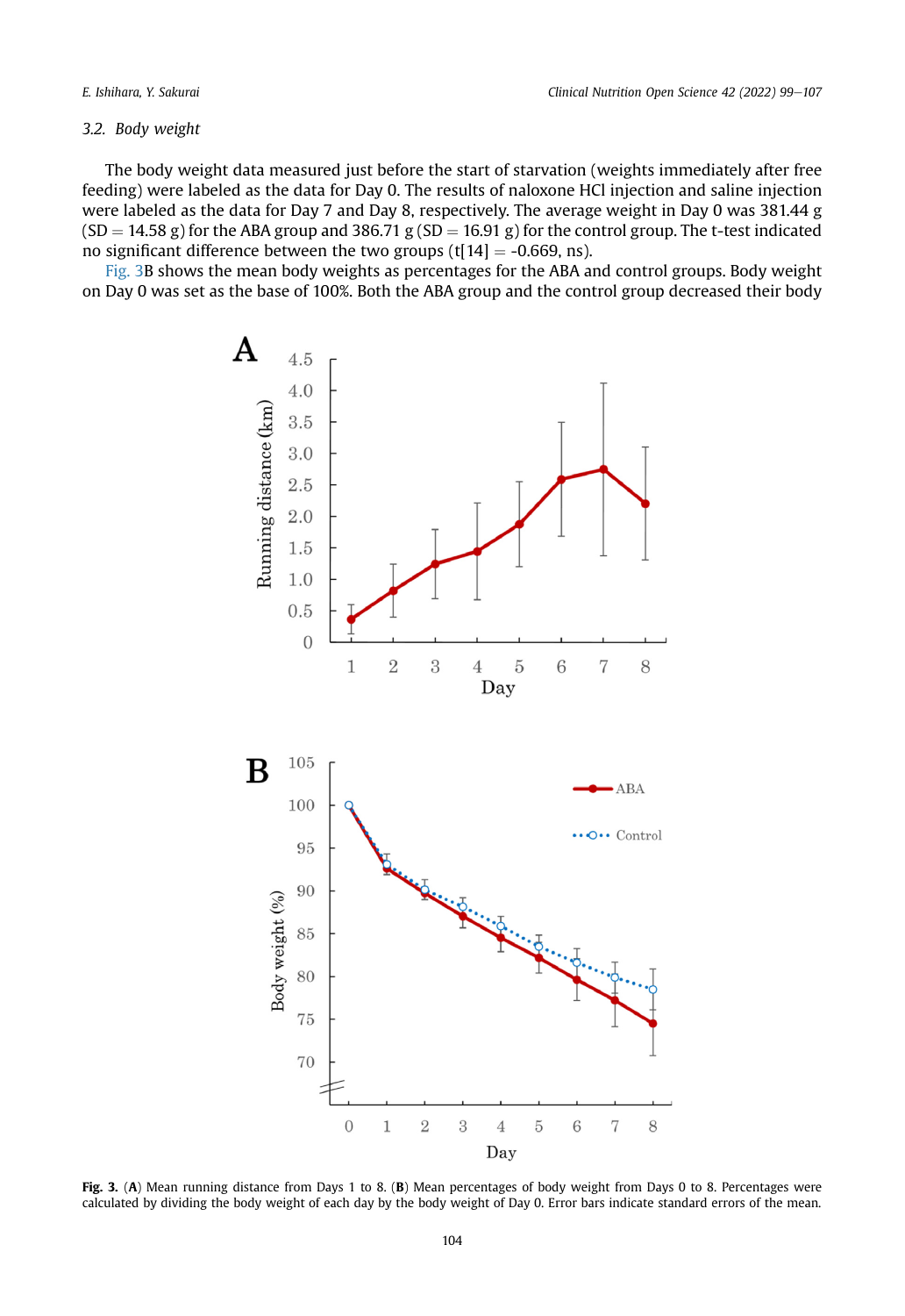### 3.2. Body weight

The body weight data measured just before the start of starvation (weights immediately after free feeding) were labeled as the data for Day 0. The results of naloxone HCl injection and saline injection were labeled as the data for Day 7 and Day 8, respectively. The average weight in Day 0 was 381.44 g (SD = 14.58 g) for the ABA group and 386.71 g (SD = 16.91 g) for the control group. The t-test indicated no significant difference between the two groups ($t[14] = -0.669$, ns).

Fig. 3B shows the mean body weights as percentages for the ABA and control groups. Body weight on Day 0 was set as the base of 100%. Both the ABA group and the control group decreased their body

**Fig. 3.** (**A**) Mean running distance from Days 1 to 8. (**B**) Mean percentages of body weight from Days 0 to 8. Percentages were calculated by dividing the body weight of each day by the body weight of Day 0. Error bars indicate standard errors of the mean.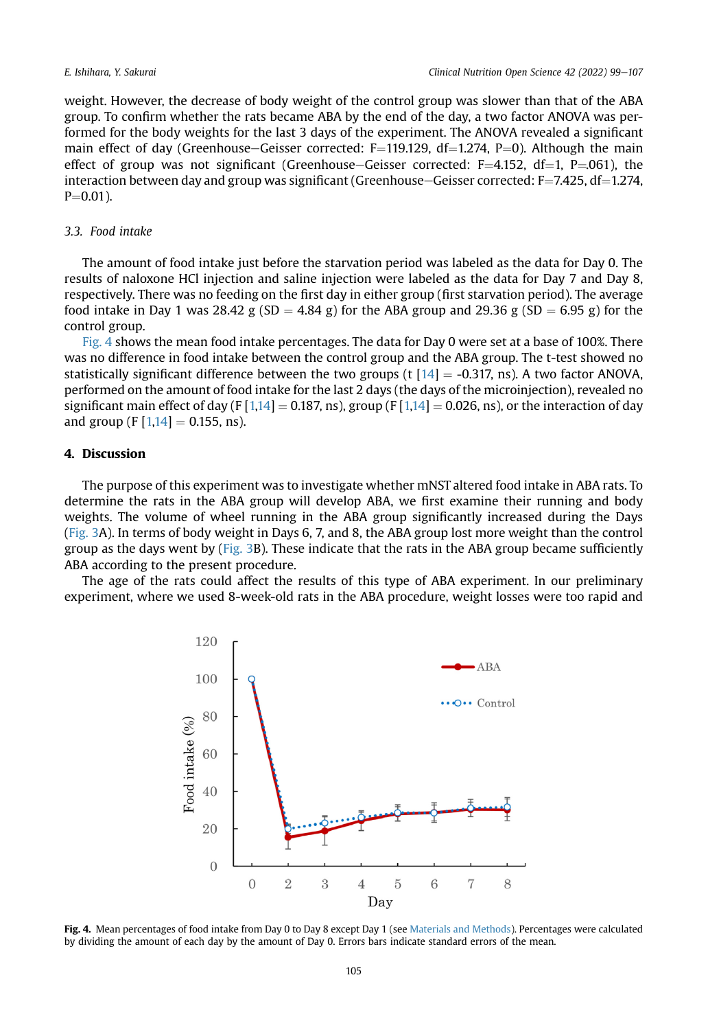weight. However, the decrease of body weight of the control group was slower than that of the ABA group. To confirm whether the rats became ABA by the end of the day, a two factor ANOVA was performed for the body weights for the last 3 days of the experiment. The ANOVA revealed a significant main effect of day (Greenhouse–Geisser corrected: F=119.129, df=1.274, P=0). Although the main effect of group was not significant (Greenhouse–Geisser corrected: F=4.152, df=1, P=.061), the interaction between day and group was significant (Greenhouse–Geisser corrected: F=7.425, df=1.274, P=0.01).

### 3.3. Food intake

The amount of food intake just before the starvation period was labeled as the data for Day 0. The results of naloxone HCl injection and saline injection were labeled as the data for Day 7 and Day 8, respectively. There was no feeding on the first day in either group (first starvation period). The average food intake in Day 1 was 28.42 g (SD = 4.84 g) for the ABA group and 29.36 g (SD = 6.95 g) for the control group.

Fig. 4 shows the mean food intake percentages. The data for Day 0 were set at a base of 100%. There was no difference in food intake between the control group and the ABA group. The t-test showed no statistically significant difference between the two groups (t [14] = -0.317, ns). A two factor ANOVA, performed on the amount of food intake for the last 2 days (the days of the microinjection), revealed no significant main effect of day (F [1,14] = 0.187, ns), group (F [1,14] = 0.026, ns), or the interaction of day and group (F [1,14] = 0.155, ns).

## 4. Discussion

The purpose of this experiment was to investigate whether mNST altered food intake in ABA rats. To determine the rats in the ABA group will develop ABA, we first examine their running and body weights. The volume of wheel running in the ABA group significantly increased during the Days (Fig. 3A). In terms of body weight in Days 6, 7, and 8, the ABA group lost more weight than the control group as the days went by (Fig. 3B). These indicate that the rats in the ABA group became sufficiently ABA according to the present procedure.

The age of the rats could affect the results of this type of ABA experiment. In our preliminary experiment, where we used 8-week-old rats in the ABA procedure, weight losses were too rapid and

**Fig. 4.** Mean percentages of food intake from Day 0 to Day 8 except Day 1 (see Materials and Methods). Percentages were calculated by dividing the amount of each day by the amount of Day 0. Errors bars indicate standard errors of the mean.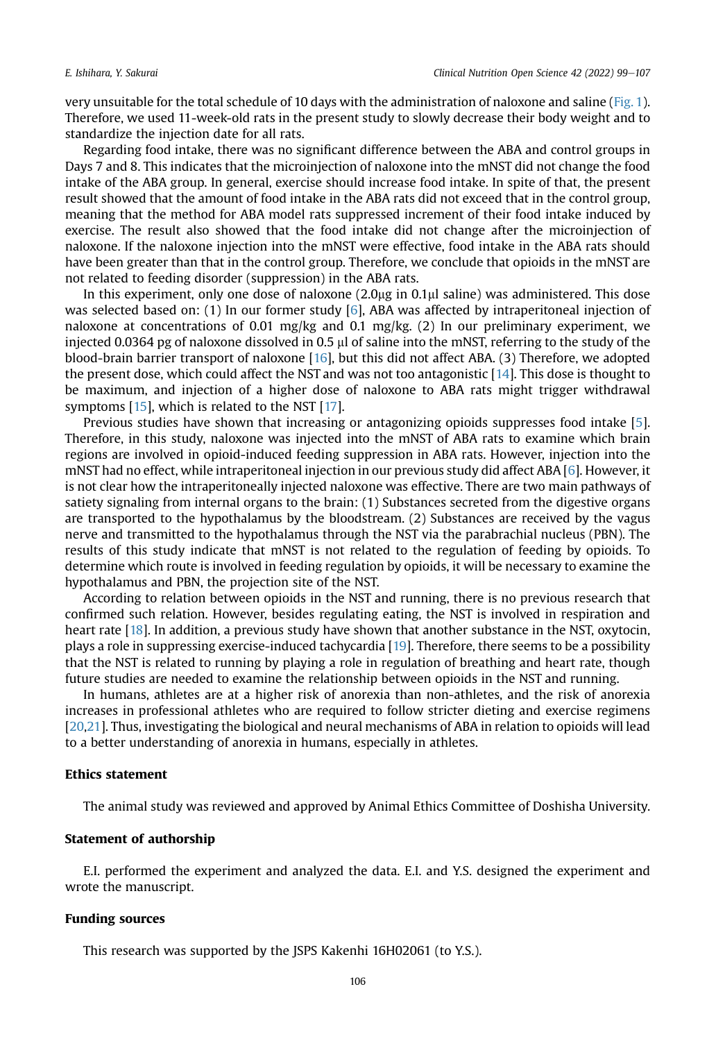very unsuitable for the total schedule of 10 days with the administration of naloxone and saline (Fig. 1). Therefore, we used 11-week-old rats in the present study to slowly decrease their body weight and to standardize the injection date for all rats.

Regarding food intake, there was no significant difference between the ABA and control groups in Days 7 and 8. This indicates that the microinjection of naloxone into the mNST did not change the food intake of the ABA group. In general, exercise should increase food intake. In spite of that, the present result showed that the amount of food intake in the ABA rats did not exceed that in the control group, meaning that the method for ABA model rats suppressed increment of their food intake induced by exercise. The result also showed that the food intake did not change after the microinjection of naloxone. If the naloxone injection into the mNST were effective, food intake in the ABA rats should have been greater than that in the control group. Therefore, we conclude that opioids in the mNST are not related to feeding disorder (suppression) in the ABA rats.

In this experiment, only one dose of naloxone (2.0μg in 0.1μl saline) was administered. This dose was selected based on: (1) In our former study [6], ABA was affected by intraperitoneal injection of naloxone at concentrations of 0.01 mg/kg and 0.1 mg/kg. (2) In our preliminary experiment, we injected 0.0364 pg of naloxone dissolved in 0.5 μl of saline into the mNST, referring to the study of the blood-brain barrier transport of naloxone [16], but this did not affect ABA. (3) Therefore, we adopted the present dose, which could affect the NST and was not too antagonistic [14]. This dose is thought to be maximum, and injection of a higher dose of naloxone to ABA rats might trigger withdrawal symptoms [15], which is related to the NST [17].

Previous studies have shown that increasing or antagonizing opioids suppresses food intake [5]. Therefore, in this study, naloxone was injected into the mNST of ABA rats to examine which brain regions are involved in opioid-induced feeding suppression in ABA rats. However, injection into the mNST had no effect, while intraperitoneal injection in our previous study did affect ABA [6]. However, it is not clear how the intraperitoneally injected naloxone was effective. There are two main pathways of satiety signaling from internal organs to the brain: (1) Substances secreted from the digestive organs are transported to the hypothalamus by the bloodstream. (2) Substances are received by the vagus nerve and transmitted to the hypothalamus through the NST via the parabrachial nucleus (PBN). The results of this study indicate that mNST is not related to the regulation of feeding by opioids. To determine which route is involved in feeding regulation by opioids, it will be necessary to examine the hypothalamus and PBN, the projection site of the NST.

According to relation between opioids in the NST and running, there is no previous research that confirmed such relation. However, besides regulating eating, the NST is involved in respiration and heart rate [18]. In addition, a previous study have shown that another substance in the NST, oxytocin, plays a role in suppressing exercise-induced tachycardia [19]. Therefore, there seems to be a possibility that the NST is related to running by playing a role in regulation of breathing and heart rate, though future studies are needed to examine the relationship between opioids in the NST and running.

In humans, athletes are at a higher risk of anorexia than non-athletes, and the risk of anorexia increases in professional athletes who are required to follow stricter dieting and exercise regimens [20,21]. Thus, investigating the biological and neural mechanisms of ABA in relation to opioids will lead to a better understanding of anorexia in humans, especially in athletes.

## Ethics statement

The animal study was reviewed and approved by Animal Ethics Committee of Doshisha University.

## Statement of authorship

E.I. performed the experiment and analyzed the data. E.I. and Y.S. designed the experiment and wrote the manuscript.

## Funding sources

This research was supported by the JSPS Kakenhi 16H02061 (to Y.S.).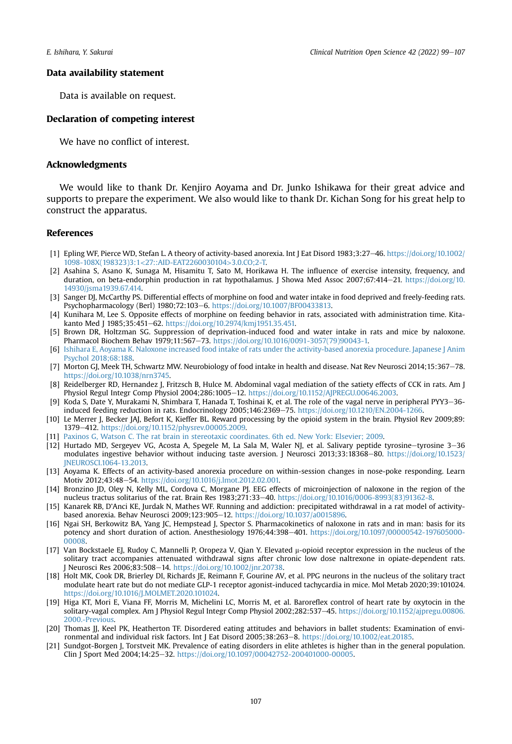## Data availability statement

Data is available on request.

## Declaration of competing interest

We have no conflict of interest.

## Acknowledgments

We would like to thank Dr. Kenjiro Aoyama and Dr. Junko Ishikawa for their great advice and supports to prepare the experiment. We also would like to thank Dr. Kichan Song for his great help to construct the apparatus.

## References

[1] Epling WF, Pierce WD, Stefan L. A theory of activity-based anorexia. Int J Eat Disord 1983;3:27–46. https://doi.org/10.1002/1098-108X(198323)3:1<27::AID-EAT2260030104>3.0.CO;2-T.

[2] Asahina S, Asano K, Sunaga M, Hisamitu T, Sato M, Horikawa H. The influence of exercise intensity, frequency, and duration, on beta-endorphin production in rat hypothalamus. J Showa Med Assoc 2007;67:414–21. https://doi.org/10.14930/jsma1939.67.414.

[3] Sanger DJ, McCarthy PS. Differential effects of morphine on food and water intake in food deprived and freely-feeding rats. Psychopharmacology (Berl) 1980;72:103–6. https://doi.org/10.1007/BF00433813.

[4] Kunihara M, Lee S. Opposite effects of morphine on feeding behavior in rats, associated with administration time. Kitakanto Med J 1985;35:451–62. https://doi.org/10.2974/kmj1951.35.451.

[5] Brown DR, Holtzman SG. Suppression of deprivation-induced food and water intake in rats and mice by naloxone. Pharmacol Biochem Behav 1979;11:567–73. https://doi.org/10.1016/0091-3057(79)90043-1.

[6] Ishihara E, Aoyama K. Naloxone increased food intake of rats under the activity-based anorexia procedure. Japanese J Anim Psychol 2018;68:188.

[7] Morton GJ, Meek TH, Schwartz MW. Neurobiology of food intake in health and disease. Nat Rev Neurosci 2014;15:367–78. https://doi.org/10.1038/nrn3745.

[8] Reidelberger RD, Hernandez J, Fritzsch B, Hulce M. Abdominal vagal mediation of the satiety effects of CCK in rats. Am J Physiol Regul Integr Comp Physiol 2004;286:1005–12. https://doi.org/10.1152/AJPREGU.00646.2003.

[9] Koda S, Date Y, Murakami N, Shimbara T, Hanada T, Toshinai K, et al. The role of the vagal nerve in peripheral PYY3–36-induced feeding reduction in rats. Endocrinology 2005;146:2369–75. https://doi.org/10.1210/EN.2004-1266.

[10] Le Merrer J, Becker JAJ, Befort K, Kieffer BL. Reward processing by the opioid system in the brain. Physiol Rev 2009;89:1379–412. https://doi.org/10.1152/physrev.00005.2009.

[11] Paxinos G, Watson C. The rat brain in stereotaxic coordinates. 6th ed. New York: Elsevier; 2009.

[12] Hurtado MD, Sergeyev VG, Acosta A, Spegele M, La Sala M, Waler NJ, et al. Salivary peptide tyrosine–tyrosine 3–36 modulates ingestive behavior without inducing taste aversion. J Neurosci 2013;33:18368–80. https://doi.org/10.1523/JNEUROSCI.1064-13.2013.

[13] Aoyama K. Effects of an activity-based anorexia procedure on within-session changes in nose-poke responding. Learn Motiv 2012;43:48–54. https://doi.org/10.1016/j.lmot.2012.02.001.

[14] Bronzino JD, Oley N, Kelly ML, Cordova C, Morgane PJ. EEG effects of microinjection of naloxone in the region of the nucleus tractus solitarius of the rat. Brain Res 1983;271:33–40. https://doi.org/10.1016/0006-8993(83)91362-8.

[15] Kanarek RB, D'Anci KE, Jurdak N, Mathes WF. Running and addiction: precipitated withdrawal in a rat model of activity-based anorexia. Behav Neurosci 2009;123:905–12. https://doi.org/10.1037/a0015896.

[16] Ngai SH, Berkowitz BA, Yang JC, Hempstead J, Spector S. Pharmacokinetics of naloxone in rats and in man: basis for its potency and short duration of action. Anesthesiology 1976;44:398–401. https://doi.org/10.1097/00000542-197605000-00008.

[17] Van Bockstaele EJ, Rudoy C, Mannelli P, Oropeza V, Qian Y. Elevated μ-opioid receptor expression in the nucleus of the solitary tract accompanies attenuated withdrawal signs after chronic low dose naltrexone in opiate-dependent rats. J Neurosci Res 2006;83:508–14. https://doi.org/10.1002/jnr.20738.

[18] Holt MK, Cook DR, Brierley DI, Richards JE, Reimann F, Gourine AV, et al. PPG neurons in the nucleus of the solitary tract modulate heart rate but do not mediate GLP-1 receptor agonist-induced tachycardia in mice. Mol Metab 2020;39:101024. https://doi.org/10.1016/J.MOLMET.2020.101024.

[19] Higa KT, Mori E, Viana FF, Morris M, Michelini LC, Morris M, et al. Baroreflex control of heart rate by oxytocin in the solitary-vagal complex. Am J Physiol Regul Integr Comp Physiol 2002;282:537–45. https://doi.org/10.1152/ajpregu.00806.2000.-Previous.

[20] Thomas JJ, Keel PK, Heatherton TF. Disordered eating attitudes and behaviors in ballet students: Examination of environmental and individual risk factors. Int J Eat Disord 2005;38:263–8. https://doi.org/10.1002/eat.20185.

[21] Sundgot-Borgen J, Torstveit MK. Prevalence of eating disorders in elite athletes is higher than in the general population. Clin J Sport Med 2004;14:25–32. https://doi.org/10.1097/00042752-200401000-00005.